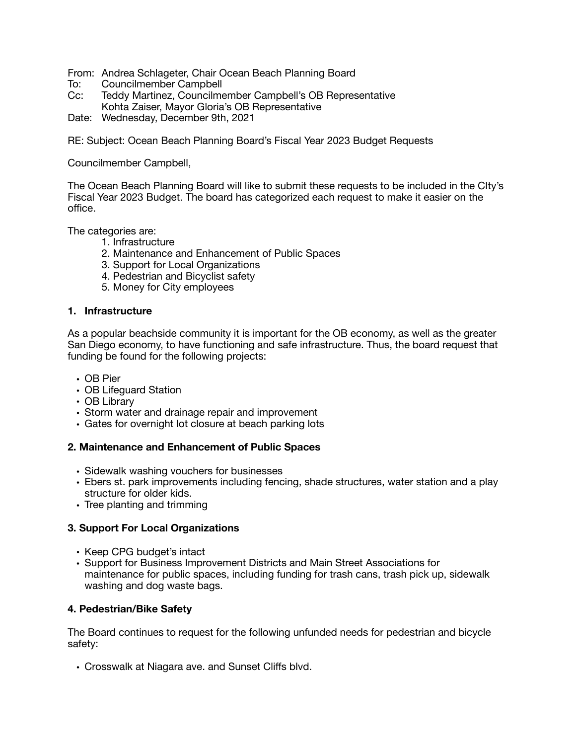From: Andrea Schlageter, Chair Ocean Beach Planning Board
To: Councilmember Campbell
Cc: Teddy Martinez, Councilmember Campbell's OB Representative
Kohta Zaiser, Mayor Gloria's OB Representative
Date: Wednesday, December 9th, 2021

RE: Subject: Ocean Beach Planning Board's Fiscal Year 2023 Budget Requests

Councilmember Campbell,

The Ocean Beach Planning Board will like to submit these requests to be included in the CIty's Fiscal Year 2023 Budget. The board has categorized each request to make it easier on the office.

The categories are:

1. Infrastructure
2. Maintenance and Enhancement of Public Spaces
3. Support for Local Organizations
4. Pedestrian and Bicyclist safety
5. Money for City employees

### 1. Infrastructure

As a popular beachside community it is important for the OB economy, as well as the greater San Diego economy, to have functioning and safe infrastructure. Thus, the board request that funding be found for the following projects:

- OB Pier
- OB Lifeguard Station
- OB Library
- Storm water and drainage repair and improvement
- Gates for overnight lot closure at beach parking lots

### 2. Maintenance and Enhancement of Public Spaces

- Sidewalk washing vouchers for businesses
- Ebers st. park improvements including fencing, shade structures, water station and a play structure for older kids.
- Tree planting and trimming

### 3. Support For Local Organizations

- Keep CPG budget's intact
- Support for Business Improvement Districts and Main Street Associations for maintenance for public spaces, including funding for trash cans, trash pick up, sidewalk washing and dog waste bags.

### 4. Pedestrian/Bike Safety

The Board continues to request for the following unfunded needs for pedestrian and bicycle safety:

- Crosswalk at Niagara ave. and Sunset Cliffs blvd.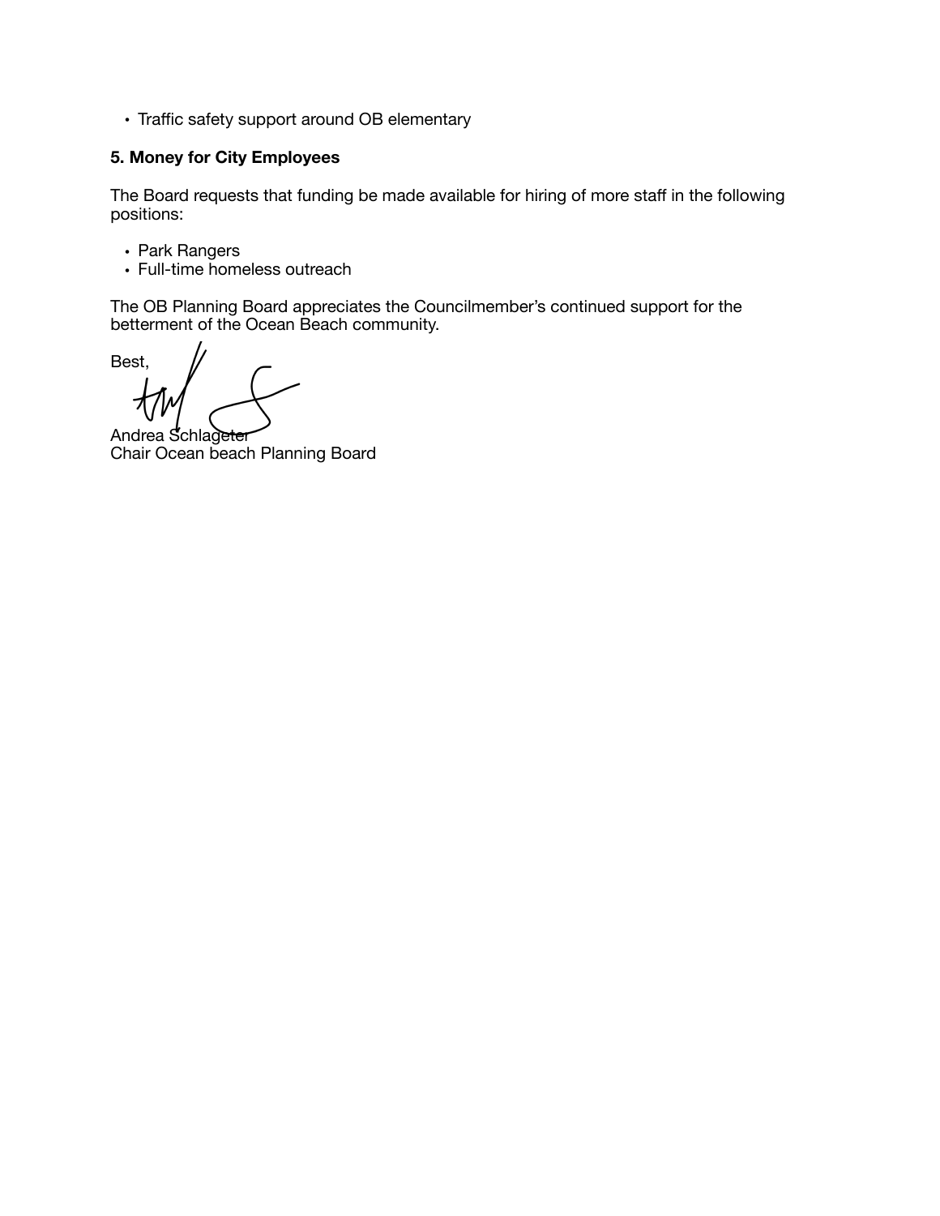- Traffic safety support around OB elementary

**5. Money for City Employees**

The Board requests that funding be made available for hiring of more staff in the following positions:

- Park Rangers
- Full-time homeless outreach

The OB Planning Board appreciates the Councilmember's continued support for the betterment of the Ocean Beach community.

Best,

Andrea Schlageter
Chair Ocean beach Planning Board